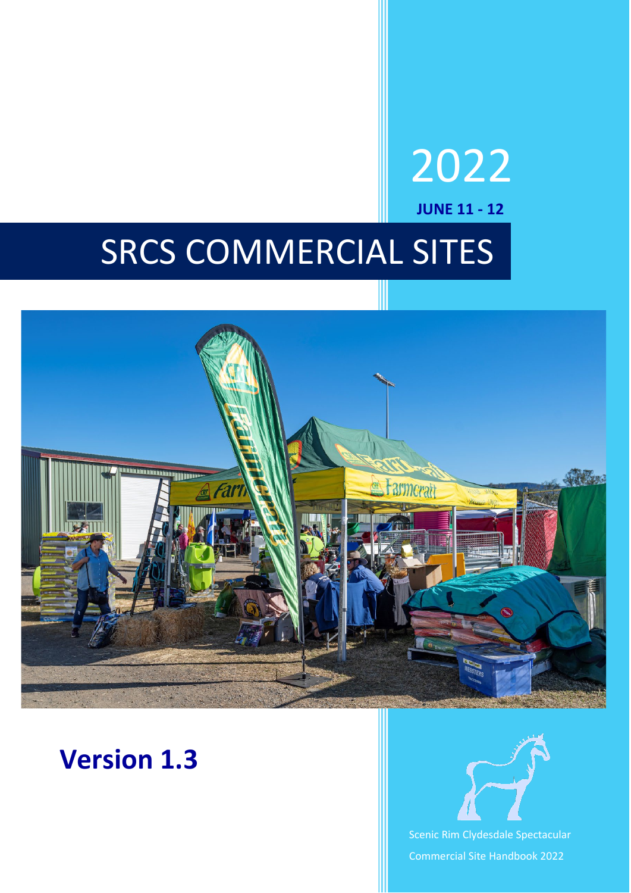2022

**JUNE 11 - 12**

# SRCS COMMERCIAL SITES

## **Version 1.3**

Scenic Rim Clydesdale Spectacular

Commercial Site Handbook 2022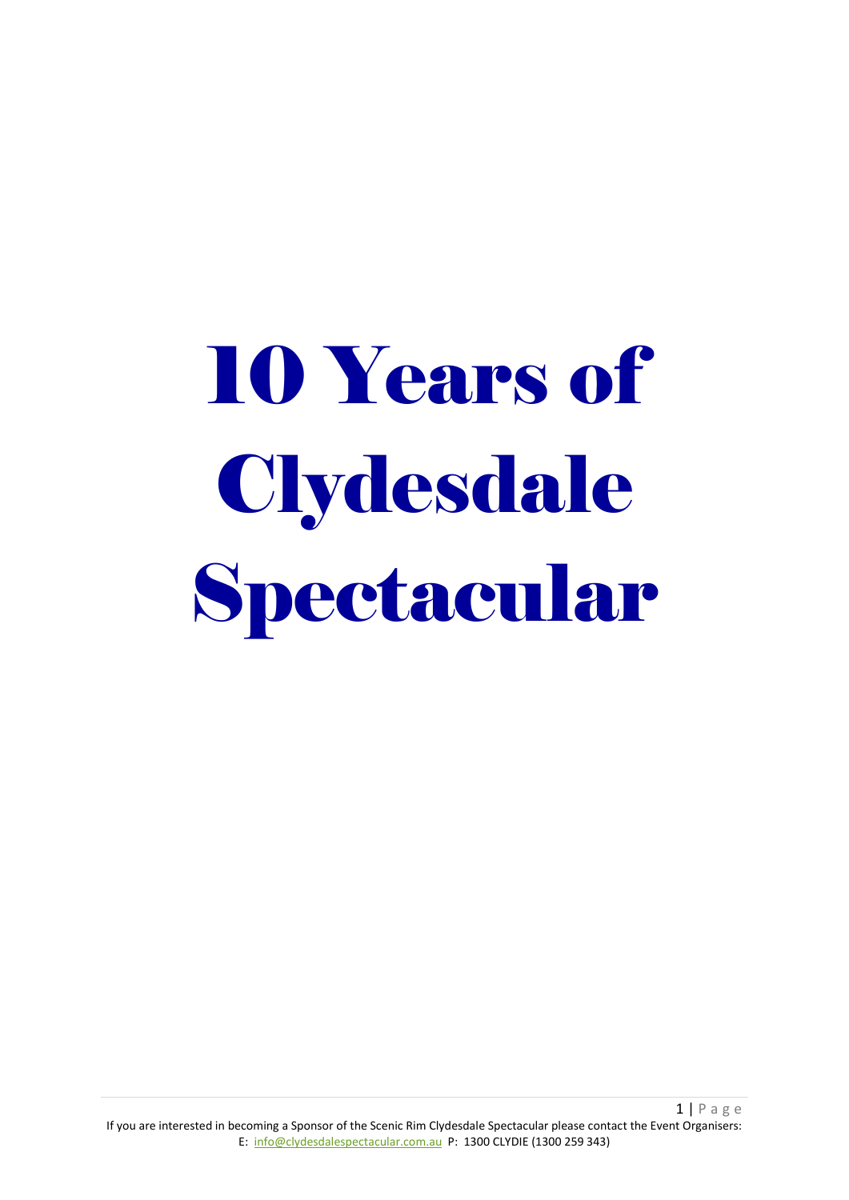# 10 Years of Clydesdale Spectacular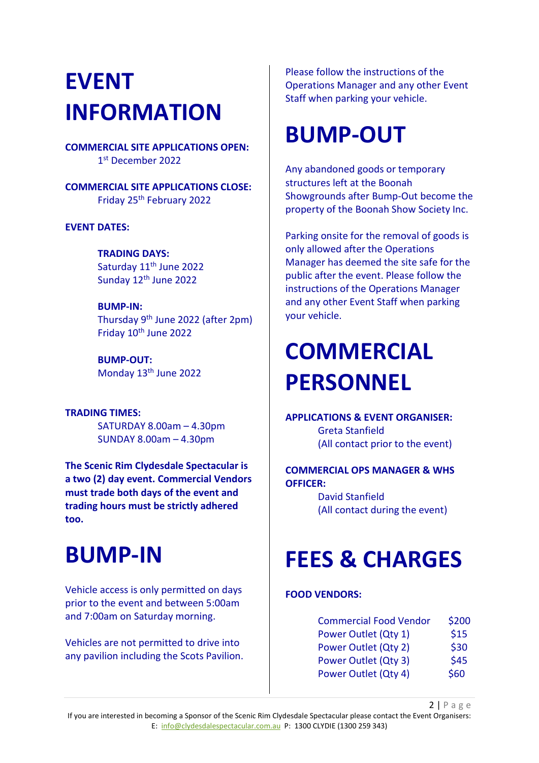# EVENT INFORMATION

**COMMERCIAL SITE APPLICATIONS OPEN:**
1st December 2022

**COMMERCIAL SITE APPLICATIONS CLOSE:**
Friday 25th February 2022

**EVENT DATES:**

**TRADING DAYS:**
Saturday 11th June 2022
Sunday 12th June 2022

**BUMP-IN:**
Thursday 9th June 2022 (after 2pm)
Friday 10th June 2022

**BUMP-OUT:**
Monday 13th June 2022

**TRADING TIMES:**
SATURDAY 8.00am – 4.30pm
SUNDAY 8.00am – 4.30pm

**The Scenic Rim Clydesdale Spectacular is a two (2) day event. Commercial Vendors must trade both days of the event and trading hours must be strictly adhered too.**

# BUMP-IN

Vehicle access is only permitted on days prior to the event and between 5:00am and 7:00am on Saturday morning.

Vehicles are not permitted to drive into any pavilion including the Scots Pavilion.

Please follow the instructions of the Operations Manager and any other Event Staff when parking your vehicle.

# BUMP-OUT

Any abandoned goods or temporary structures left at the Boonah Showgrounds after Bump-Out become the property of the Boonah Show Society Inc.

Parking onsite for the removal of goods is only allowed after the Operations Manager has deemed the site safe for the public after the event. Please follow the instructions of the Operations Manager and any other Event Staff when parking your vehicle.

# COMMERCIAL PERSONNEL

**APPLICATIONS & EVENT ORGANISER:**
Greta Stanfield
(All contact prior to the event)

**COMMERCIAL OPS MANAGER & WHS OFFICER:**
David Stanfield
(All contact during the event)

# FEES & CHARGES

**FOOD VENDORS:**

| | |
|---|---|
| Commercial Food Vendor | $200 |
| Power Outlet (Qty 1) | $15 |
| Power Outlet (Qty 2) | $30 |
| Power Outlet (Qty 3) | $45 |
| Power Outlet (Qty 4) | $60 |

If you are interested in becoming a Sponsor of the Scenic Rim Clydesdale Spectacular please contact the Event Organisers:
E: info@clydesdalespectacular.com.au P: 1300 CLYDIE (1300 259 343)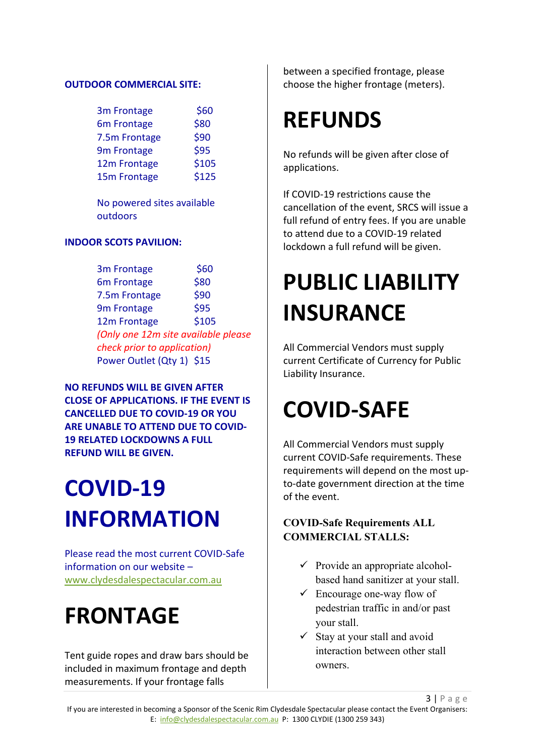**OUTDOOR COMMERCIAL SITE:**

| | |
|---|---|
| 3m Frontage | $60 |
| 6m Frontage | $80 |
| 7.5m Frontage | $90 |
| 9m Frontage | $95 |
| 12m Frontage | $105 |
| 15m Frontage | $125 |

No powered sites available outdoors

**INDOOR SCOTS PAVILION:**

| | |
|---|---|
| 3m Frontage | $60 |
| 6m Frontage | $80 |
| 7.5m Frontage | $90 |
| 9m Frontage | $95 |
| 12m Frontage | $105 |

*(Only one 12m site available please check prior to application)*

Power Outlet (Qty 1) $15

**NO REFUNDS WILL BE GIVEN AFTER CLOSE OF APPLICATIONS. IF THE EVENT IS CANCELLED DUE TO COVID-19 OR YOU ARE UNABLE TO ATTEND DUE TO COVID-19 RELATED LOCKDOWNS A FULL REFUND WILL BE GIVEN.**

# COVID-19 INFORMATION

Please read the most current COVID-Safe information on our website – www.clydesdalespectacular.com.au

# FRONTAGE

Tent guide ropes and draw bars should be included in maximum frontage and depth measurements. If your frontage falls between a specified frontage, please choose the higher frontage (meters).

# REFUNDS

No refunds will be given after close of applications.

If COVID-19 restrictions cause the cancellation of the event, SRCS will issue a full refund of entry fees. If you are unable to attend due to a COVID-19 related lockdown a full refund will be given.

# PUBLIC LIABILITY INSURANCE

All Commercial Vendors must supply current Certificate of Currency for Public Liability Insurance.

# COVID-SAFE

All Commercial Vendors must supply current COVID-Safe requirements. These requirements will depend on the most up-to-date government direction at the time of the event.

**COVID-Safe Requirements ALL COMMERCIAL STALLS:**

- ✓ Provide an appropriate alcohol-based hand sanitizer at your stall.
- ✓ Encourage one-way flow of pedestrian traffic in and/or past your stall.
- ✓ Stay at your stall and avoid interaction between other stall owners.

If you are interested in becoming a Sponsor of the Scenic Rim Clydesdale Spectacular please contact the Event Organisers:
E: info@clydesdalespectacular.com.au P: 1300 CLYDIE (1300 259 343)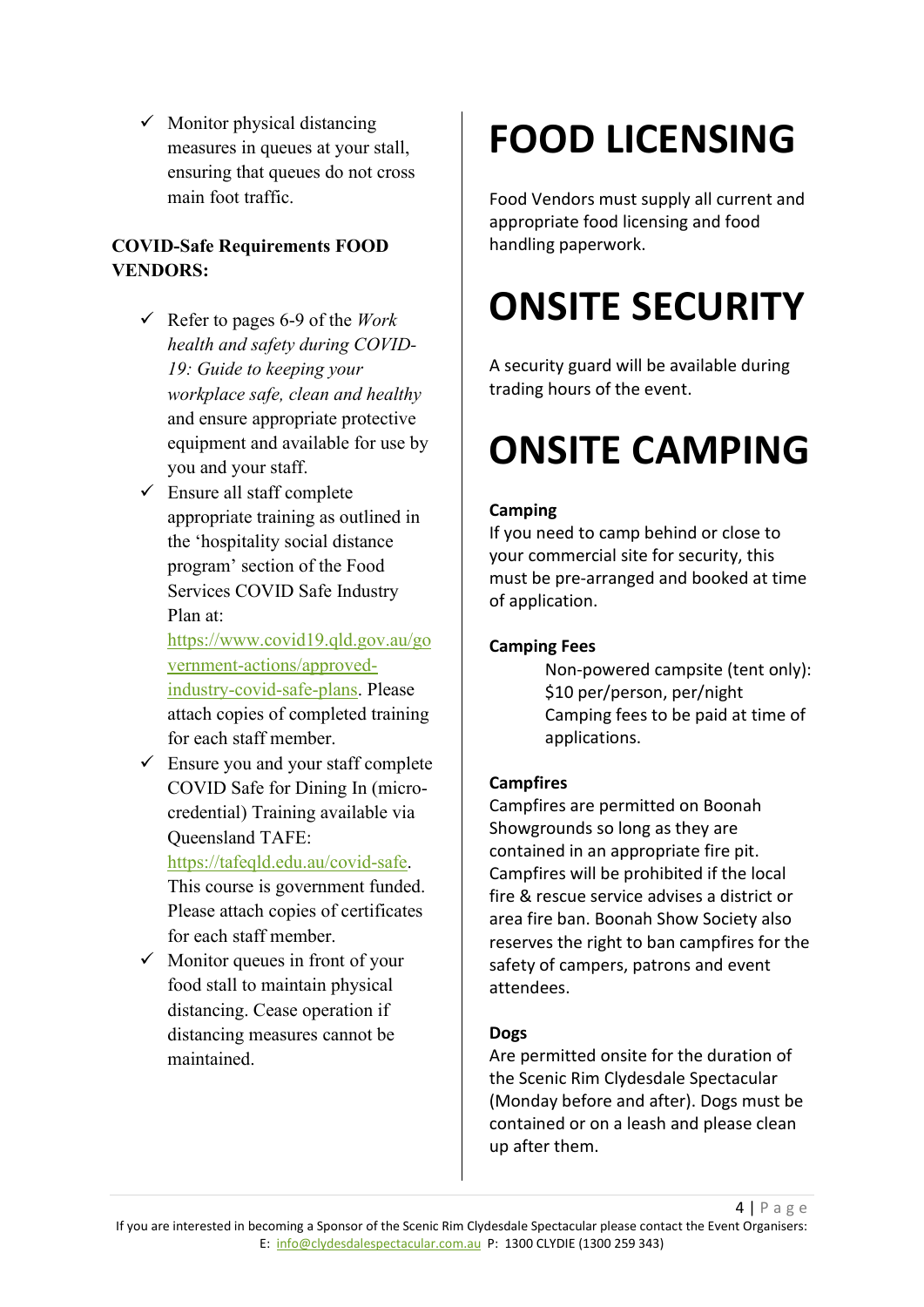- ✓ Monitor physical distancing measures in queues at your stall, ensuring that queues do not cross main foot traffic.

**COVID-Safe Requirements FOOD VENDORS:**

- ✓ Refer to pages 6-9 of the *Work health and safety during COVID-19: Guide to keeping your workplace safe, clean and healthy* and ensure appropriate protective equipment and available for use by you and your staff.
- ✓ Ensure all staff complete appropriate training as outlined in the 'hospitality social distance program' section of the Food Services COVID Safe Industry Plan at: https://www.covid19.qld.gov.au/government-actions/approved-industry-covid-safe-plans. Please attach copies of completed training for each staff member.
- ✓ Ensure you and your staff complete COVID Safe for Dining In (micro-credential) Training available via Queensland TAFE: https://tafeqld.edu.au/covid-safe. This course is government funded. Please attach copies of certificates for each staff member.
- ✓ Monitor queues in front of your food stall to maintain physical distancing. Cease operation if distancing measures cannot be maintained.

# FOOD LICENSING

Food Vendors must supply all current and appropriate food licensing and food handling paperwork.

# ONSITE SECURITY

A security guard will be available during trading hours of the event.

# ONSITE CAMPING

**Camping**
If you need to camp behind or close to your commercial site for security, this must be pre-arranged and booked at time of application.

**Camping Fees**

Non-powered campsite (tent only): $10 per/person, per/night
Camping fees to be paid at time of applications.

**Campfires**
Campfires are permitted on Boonah Showgrounds so long as they are contained in an appropriate fire pit. Campfires will be prohibited if the local fire & rescue service advises a district or area fire ban. Boonah Show Society also reserves the right to ban campfires for the safety of campers, patrons and event attendees.

**Dogs**
Are permitted onsite for the duration of the Scenic Rim Clydesdale Spectacular (Monday before and after). Dogs must be contained or on a leash and please clean up after them.

If you are interested in becoming a Sponsor of the Scenic Rim Clydesdale Spectacular please contact the Event Organisers: E: info@clydesdalespectacular.com.au P: 1300 CLYDIE (1300 259 343)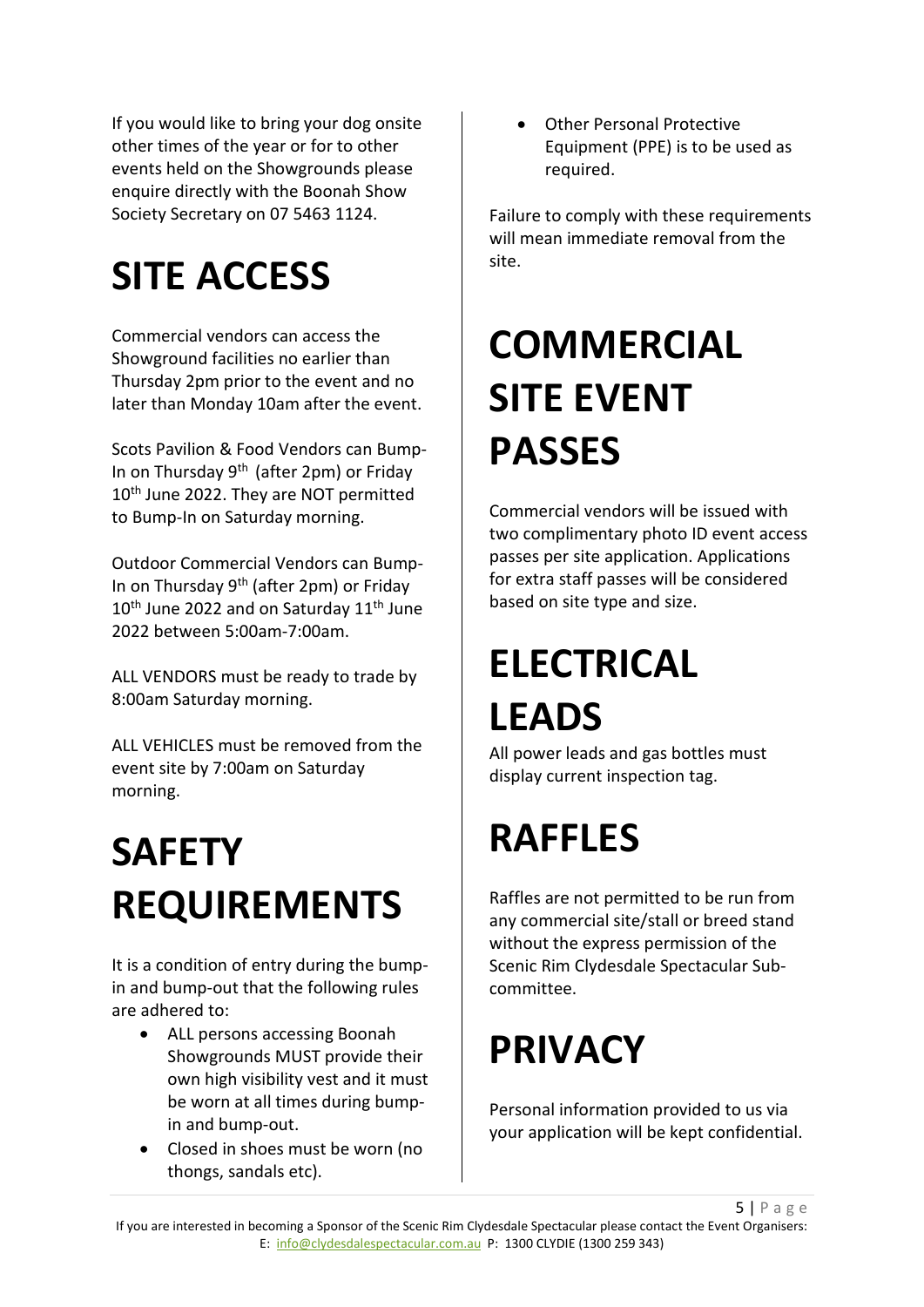If you would like to bring your dog onsite other times of the year or for to other events held on the Showgrounds please enquire directly with the Boonah Show Society Secretary on 07 5463 1124.

# SITE ACCESS

Commercial vendors can access the Showground facilities no earlier than Thursday 2pm prior to the event and no later than Monday 10am after the event.

Scots Pavilion & Food Vendors can Bump-In on Thursday 9th (after 2pm) or Friday 10th June 2022. They are NOT permitted to Bump-In on Saturday morning.

Outdoor Commercial Vendors can Bump-In on Thursday 9th (after 2pm) or Friday 10th June 2022 and on Saturday 11th June 2022 between 5:00am-7:00am.

ALL VENDORS must be ready to trade by 8:00am Saturday morning.

ALL VEHICLES must be removed from the event site by 7:00am on Saturday morning.

# SAFETY REQUIREMENTS

It is a condition of entry during the bump-in and bump-out that the following rules are adhered to:

- ALL persons accessing Boonah Showgrounds MUST provide their own high visibility vest and it must be worn at all times during bump-in and bump-out.
- Closed in shoes must be worn (no thongs, sandals etc).
- Other Personal Protective Equipment (PPE) is to be used as required.

Failure to comply with these requirements will mean immediate removal from the site.

# COMMERCIAL SITE EVENT PASSES

Commercial vendors will be issued with two complimentary photo ID event access passes per site application. Applications for extra staff passes will be considered based on site type and size.

# ELECTRICAL LEADS

All power leads and gas bottles must display current inspection tag.

# RAFFLES

Raffles are not permitted to be run from any commercial site/stall or breed stand without the express permission of the Scenic Rim Clydesdale Spectacular Sub-committee.

# PRIVACY

Personal information provided to us via your application will be kept confidential.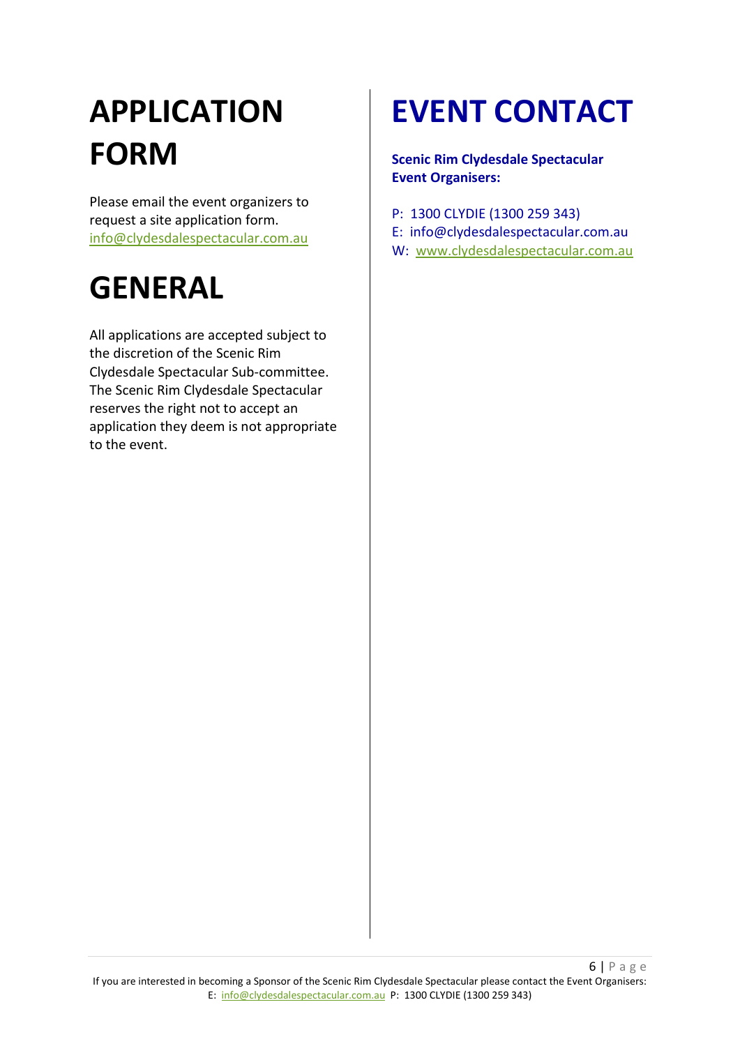# APPLICATION FORM

Please email the event organizers to request a site application form. info@clydesdalespectacular.com.au

# GENERAL

All applications are accepted subject to the discretion of the Scenic Rim Clydesdale Spectacular Sub-committee. The Scenic Rim Clydesdale Spectacular reserves the right not to accept an application they deem is not appropriate to the event.

# EVENT CONTACT

**Scenic Rim Clydesdale Spectacular Event Organisers:**

P: 1300 CLYDIE (1300 259 343)
E: info@clydesdalespectacular.com.au
W: www.clydesdalespectacular.com.au

If you are interested in becoming a Sponsor of the Scenic Rim Clydesdale Spectacular please contact the Event Organisers:
E: info@clydesdalespectacular.com.au P: 1300 CLYDIE (1300 259 343)